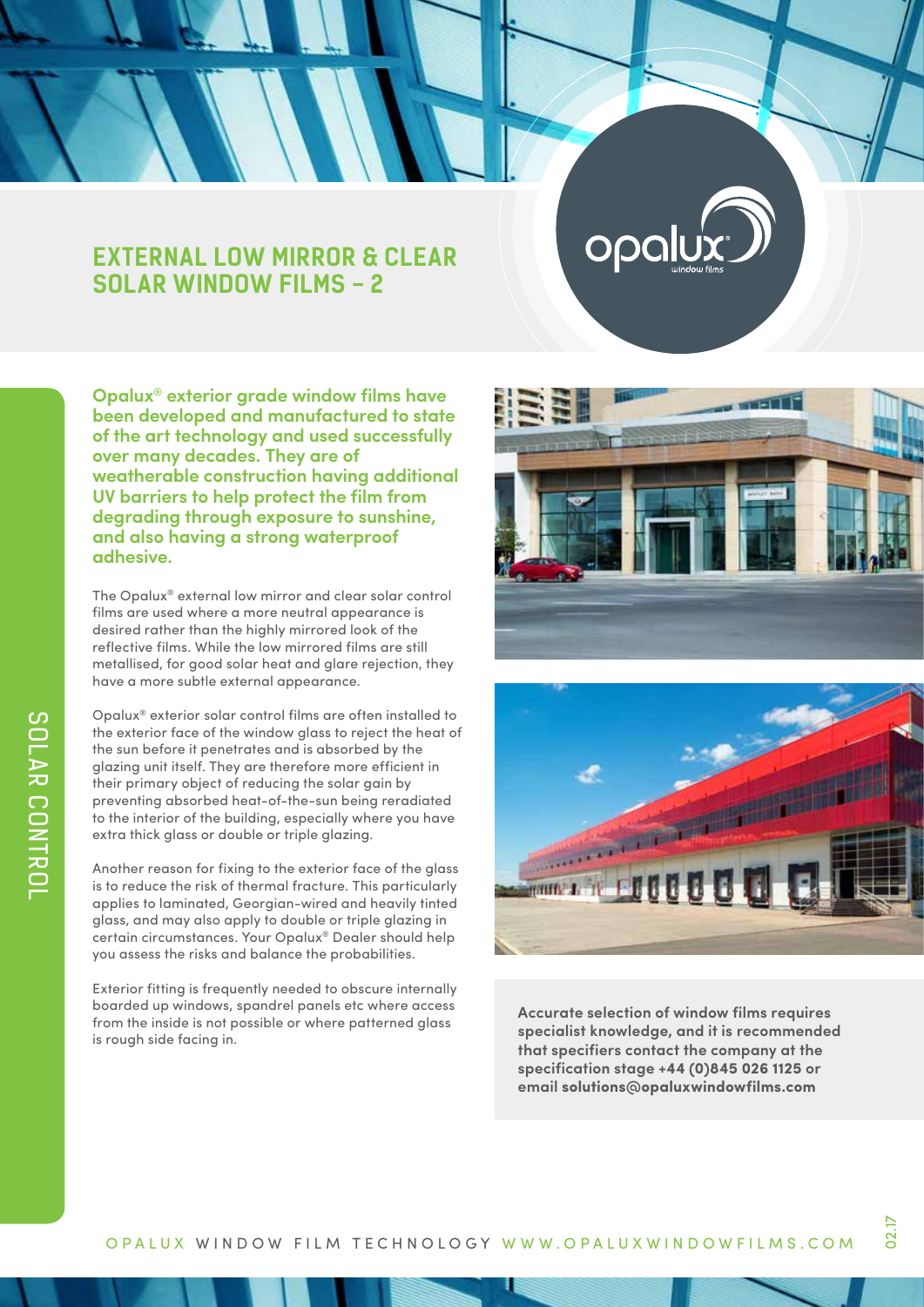# EXTERNAL LOW MIRROR & CLEAR SOLAR WINDOW FILMS – 2

**Opalux® exterior grade window films have been developed and manufactured to state of the art technology and used successfully over many decades. They are of weatherable construction having additional UV barriers to help protect the film from degrading through exposure to sunshine, and also having a strong waterproof adhesive.**

The Opalux® external low mirror and clear solar control films are used where a more neutral appearance is desired rather than the highly mirrored look of the reflective films. While the low mirrored films are still metallised, for good solar heat and glare rejection, they have a more subtle external appearance.

Opalux® exterior solar control films are often installed to the exterior face of the window glass to reject the heat of the sun before it penetrates and is absorbed by the glazing unit itself. They are therefore more efficient in their primary object of reducing the solar gain by preventing absorbed heat-of-the-sun being reradiated to the interior of the building, especially where you have extra thick glass or double or triple glazing.

Another reason for fixing to the exterior face of the glass is to reduce the risk of thermal fracture. This particularly applies to laminated, Georgian-wired and heavily tinted glass, and may also apply to double or triple glazing in certain circumstances. Your Opalux® Dealer should help you assess the risks and balance the probabilities.

Exterior fitting is frequently needed to obscure internally boarded up windows, spandrel panels etc where access from the inside is not possible or where patterned glass is rough side facing in.

**Accurate selection of window films requires specialist knowledge, and it is recommended that specifiers contact the company at the specification stage +44 (0)845 026 1125 or email solutions@opaluxwindowfilms.com**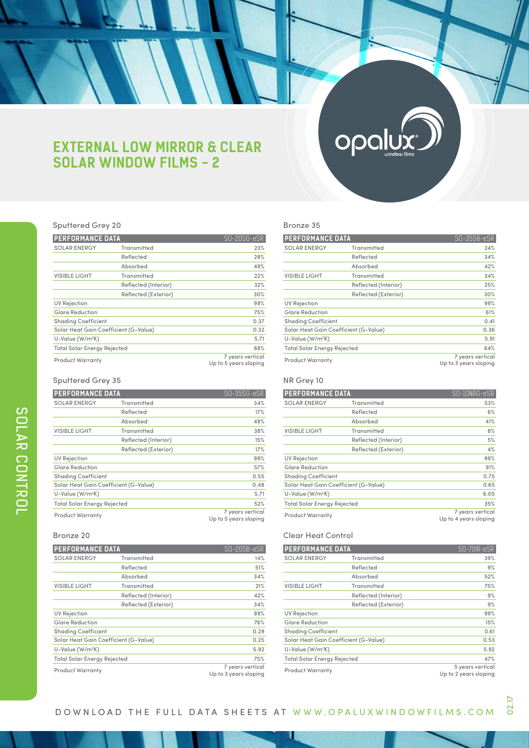# EXTERNAL LOW MIRROR & CLEAR SOLAR WINDOW FILMS – 2

opalux window films

SOLAR CONTROL

### Sputtered Grey 20

| PERFORMANCE DATA | | SO-20SG-eSR |
|---|---|---|
| SOLAR ENERGY | Transmitted | 23% |
| | Reflected | 28% |
| | Absorbed | 49% |
| VISIBLE LIGHT | Transmitted | 22% |
| | Reflected (Interior) | 32% |
| | Reflected (Exterior) | 30% |
| UV Rejection | | 99% |
| Glare Reduction | | 75% |
| Shading Coefficient | | 0.37 |
| Solar Heat Gain Coefficient (G-Value) | | 0.32 |
| U-Value ($W/m^2K$) | | 5.71 |
| Total Solar Energy Rejected | | 68% |
| Product Warranty | | 7 years vertical Up to 5 years sloping |

### Sputtered Grey 35

| PERFORMANCE DATA | | SO-35SG-eSR |
|---|---|---|
| SOLAR ENERGY | Transmitted | 34% |
| | Reflected | 17% |
| | Absorbed | 49% |
| VISIBLE LIGHT | Transmitted | 38% |
| | Reflected (Interior) | 15% |
| | Reflected (Exterior) | 17% |
| UV Rejection | | 99% |
| Glare Reduction | | 57% |
| Shading Coefficient | | 0.55 |
| Solar Heat Gain Coefficient (G-Value) | | 0.48 |
| U-Value ($W/m^2K$) | | 5.71 |
| Total Solar Energy Rejected | | 52% |
| Product Warranty | | 7 years vertical Up to 5 years sloping |

### Bronze 20

| PERFORMANCE DATA | | SO-20SB-eSR |
|---|---|---|
| SOLAR ENERGY | Transmitted | 14% |
| | Reflected | 51% |
| | Absorbed | 34% |
| VISIBLE LIGHT | Transmitted | 21% |
| | Reflected (Interior) | 42% |
| | Reflected (Exterior) | 34% |
| UV Rejection | | 99% |
| Glare Reduction | | 76% |
| Shading Coefficient | | 0.29 |
| Solar Heat Gain Coefficient (G-Value) | | 0.25 |
| U-Value ($W/m^2K$) | | 5.92 |
| Total Solar Energy Rejected | | 75% |
| Product Warranty | | 7 years vertical Up to 3 years sloping |

### Bronze 35

| PERFORMANCE DATA | | SO-35SB-eSR |
|---|---|---|
| SOLAR ENERGY | Transmitted | 24% |
| | Reflected | 34% |
| | Absorbed | 42% |
| VISIBLE LIGHT | Transmitted | 34% |
| | Reflected (Interior) | 25% |
| | Reflected (Exterior) | 30% |
| UV Rejection | | 99% |
| Glare Reduction | | 61% |
| Shading Coefficient | | 0.41 |
| Solar Heat Gain Coefficient (G-Value) | | 0.36 |
| U-Value ($W/m^2K$) | | 5.91 |
| Total Solar Energy Rejected | | 64% |
| Product Warranty | | 7 years vertical Up to 3 years sloping |

### NR Grey 10

| PERFORMANCE DATA | | SO-10NRG-eSR |
|---|---|---|
| SOLAR ENERGY | Transmitted | 53% |
| | Reflected | 6% |
| | Absorbed | 41% |
| VISIBLE LIGHT | Transmitted | 8% |
| | Reflected (Interior) | 5% |
| | Reflected (Exterior) | 4% |
| UV Rejection | | 99% |
| Glare Reduction | | 91% |
| Shading Coefficient | | 0.75 |
| Solar Heat Gain Coefficient (G-Value) | | 0.65 |
| U-Value ($W/m^2K$) | | 6.05 |
| Total Solar Energy Rejected | | 35% |
| Product Warranty | | 7 years vertical Up to 4 years sloping |

### Clear Heat Control

| PERFORMANCE DATA | | SO-70IR-eSR |
|---|---|---|
| SOLAR ENERGY | Transmitted | 39% |
| | Reflected | 9% |
| | Absorbed | 52% |
| VISIBLE LIGHT | Transmitted | 75% |
| | Reflected (Interior) | 9% |
| | Reflected (Exterior) | 9% |
| UV Rejection | | 99% |
| Glare Reduction | | 15% |
| Shading Coefficient | | 0.61 |
| Solar Heat Gain Coefficient (G-Value) | | 0.53 |
| U-Value ($W/m^2K$) | | 5.92 |
| Total Solar Energy Rejected | | 47% |
| Product Warranty | | 5 years vertical Up to 2 years sloping |

DOWNLOAD THE FULL DATA SHEETS AT WWW.OPALUXWINDOWFILMS.COM